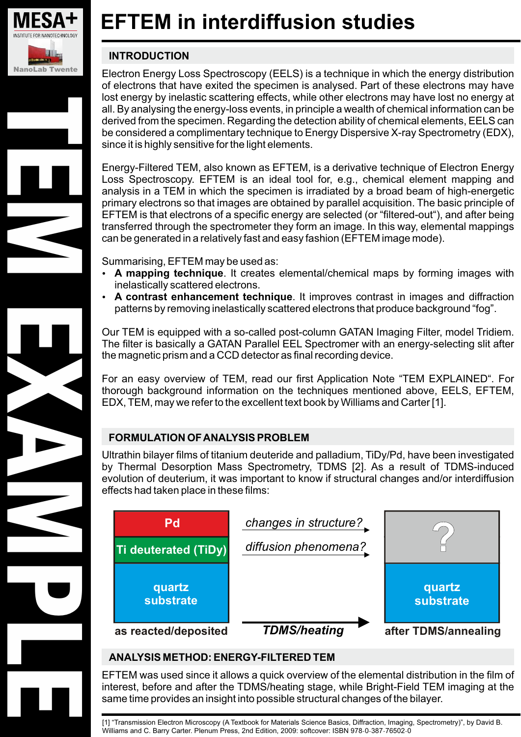# EFTEM in interdiffusion studies

## INTRODUCTION

Electron Energy Loss Spectroscopy (EELS) is a technique in which the energy distribution of electrons that have exited the specimen is analysed. Part of these electrons may have lost energy by inelastic scattering effects, while other electrons may have lost no energy at all. By analysing the energy-loss events, in principle a wealth of chemical information can be derived from the specimen. Regarding the detection ability of chemical elements, EELS can be considered a complimentary technique to Energy Dispersive X-ray Spectrometry (EDX), since it is highly sensitive for the light elements.

Energy-Filtered TEM, also known as EFTEM, is a derivative technique of Electron Energy Loss Spectroscopy. EFTEM is an ideal tool for, e.g., chemical element mapping and analysis in a TEM in which the specimen is irradiated by a broad beam of high-energetic primary electrons so that images are obtained by parallel acquisition. The basic principle of EFTEM is that electrons of a specific energy are selected (or “filtered-out“), and after being transferred through the spectrometer they form an image. In this way, elemental mappings can be generated in a relatively fast and easy fashion (EFTEM image mode).

Summarising, EFTEM may be used as:

- **A mapping technique**. It creates elemental/chemical maps by forming images with inelastically scattered electrons.
- **A contrast enhancement technique**. It improves contrast in images and diffraction patterns by removing inelastically scattered electrons that produce background “fog”.

Our TEM is equipped with a so-called post-column GATAN Imaging Filter, model Tridiem. The filter is basically a GATAN Parallel EEL Spectromer with an energy-selecting slit after the magnetic prism and a CCD detector as final recording device.

For an easy overview of TEM, read our first Application Note “TEM EXPLAINED“. For thorough background information on the techniques mentioned above, EELS, EFTEM, EDX, TEM, may we refer to the excellent text book by Williams and Carter [1].

## FORMULATION OF ANALYSIS PROBLEM

Ultrathin bilayer films of titanium deuteride and palladium, TiDy/Pd, have been investigated by Thermal Desorption Mass Spectrometry, TDMS [2]. As a result of TDMS-induced evolution of deuterium, it was important to know if structural changes and/or interdiffusion effects had taken place in these films:

| as reacted/deposited | | after TDMS/annealing |
|---|---|---|
| Pd | *changes in structure?* → | ? |
| Ti deuterated (TiDy) | *diffusion phenomena?* → | |
| quartz substrate | ***TDMS/heating*** → | quartz substrate |

## ANALYSIS METHOD: ENERGY-FILTERED TEM

EFTEM was used since it allows a quick overview of the elemental distribution in the film of interest, before and after the TDMS/heating stage, while Bright-Field TEM imaging at the same time provides an insight into possible structural changes of the bilayer.

[1] “Transmission Electron Microscopy (A Textbook for Materials Science Basics, Diffraction, Imaging, Spectrometry)”, by David B. Williams and C. Barry Carter. Plenum Press, 2nd Edition, 2009: softcover: ISBN 978-0-387-76502-0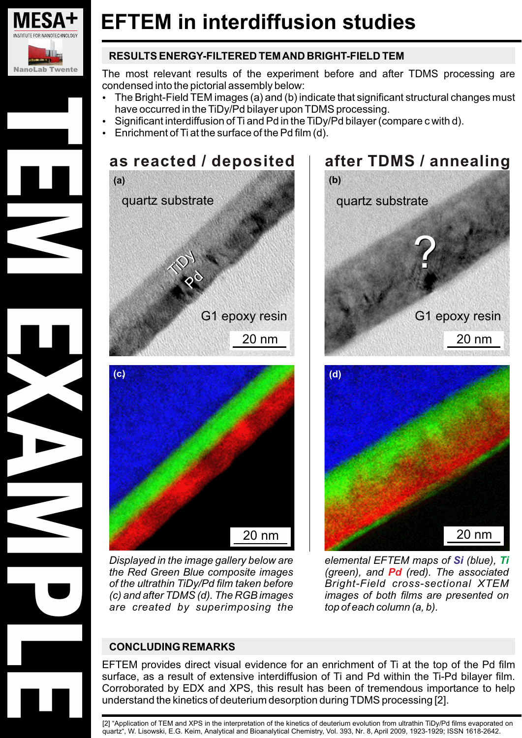# EFTEM in interdiffusion studies

## RESULTS ENERGY-FILTERED TEM AND BRIGHT-FIELD TEM

The most relevant results of the experiment before and after TDMS processing are condensed into the pictorial assembly below:

- The Bright-Field TEM images (a) and (b) indicate that significant structural changes must have occurred in the TiDy/Pd bilayer upon TDMS processing.
- Significant interdiffusion of Ti and Pd in the TiDy/Pd bilayer (compare c with d).
- Enrichment of Ti at the surface of the Pd film (d).

as reacted / deposited

(a)

quartz substrate

TiDy

Pd

G1 epoxy resin

20 nm

after TDMS / annealing

(b)

quartz substrate

?

G1 epoxy resin

20 nm

(c)

20 nm

(d)

20 nm

*Displayed in the image gallery below are the Red Green Blue composite images of the ultrathin TiDy/Pd film taken before (c) and after TDMS (d). The RGB images are created by superimposing the elemental EFTEM maps of **Si** (blue), **Ti** (green), and **Pd** (red). The associated Bright-Field cross-sectional XTEM images of both films are presented on top of each column (a, b).*

## CONCLUDING REMARKS

EFTEM provides direct visual evidence for an enrichment of Ti at the top of the Pd film surface, as a result of extensive interdiffusion of Ti and Pd within the Ti-Pd bilayer film. Corroborated by EDX and XPS, this result has been of tremendous importance to help understand the kinetics of deuterium desorption during TDMS processing [2].

[2] “Application of TEM and XPS in the interpretation of the kinetics of deuterium evolution from ultrathin TiDy/Pd films evaporated on quartz”, W. Lisowski, E.G. Keim, Analytical and Bioanalytical Chemistry, Vol. 393, Nr. 8, April 2009, 1923-1929; ISSN 1618-2642.

TEM EXAMPLE